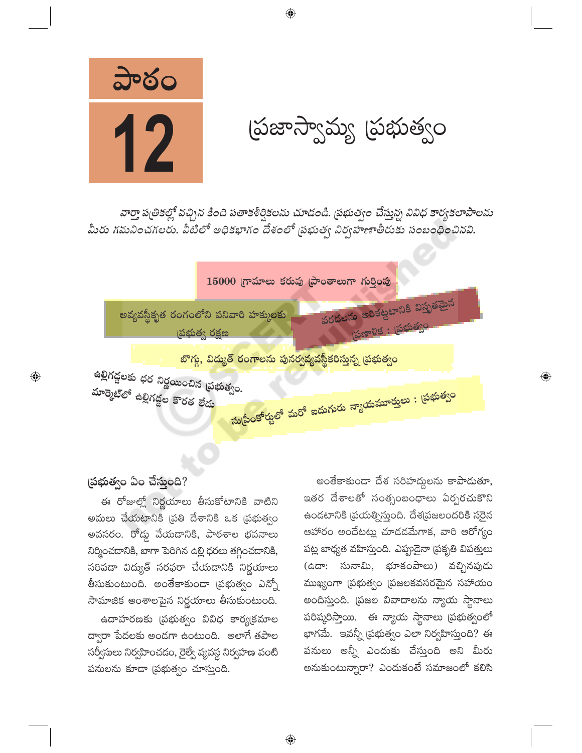# పాఠం 12

# ప్రజాస్వామ్య ప్రభుత్వం

*వార్తా పత్రికల్లో వచ్చిన కింది పతాకశీర్షికలను చూడండి. ప్రభుత్వం చేస్తున్న వివిధ కార్యకలాపాలను మీరు గమనించగలరు. వీటిలో అధికభాగం దేశంలో ప్రభుత్వ నిర్వహణాతీరుకు సంబంధించినవి.*

15000 గ్రామాలు కరువు ప్రాంతాలుగా గుర్తింపు

అవ్యవస్థీకృత రంగంలోని పనివారి హక్కులకు ప్రభుత్వ రక్షణ

వరదలను అరికట్టటానికి విస్తృతమైన ప్రణాళిక : ప్రభుత్వం

బొగ్గు, విద్యుత్ రంగాలను పునర్వ్యవస్థీకరిస్తున్న ప్రభుత్వం

ఉల్లిగడ్డలకు ధర నిర్ణయించిన ప్రభుత్వం. మార్కెట్‌లో ఉల్లిగడ్డల కొరత లేదు

సుప్రీంకోర్టులో మరో ఐదుగురు న్యాయమూర్తులు : ప్రభుత్వం

## ప్రభుత్వం ఏం చేస్తుంది?

ఈ రోజుల్లో నిర్ణయాలు తీసుకోటానికి వాటిని అమలు చేయటానికి ప్రతి దేశానికి ఒక ప్రభుత్వం అవసరం. రోడ్లు వేయడానికి, పాఠశాల భవనాలు నిర్మించడానికి, బాగా పెరిగిన ఉల్లి ధరలు తగ్గించడానికి, సరిపడా విద్యుత్ సరఫరా చేయడానికి నిర్ణయాలు తీసుకుంటుంది. అంతేకాకుండా ప్రభుత్వం ఎన్నో సామాజిక అంశాలపైన నిర్ణయాలు తీసుకుంటుంది.

ఉదాహరణకు ప్రభుత్వం వివిధ కార్యక్రమాల ద్వారా పేదలకు అండగా ఉంటుంది. అలాగే తపాల సర్వీసులు నిర్వహించడం, రైల్వే వ్యవస్థ నిర్వహణ వంటి పనులను కూడా ప్రభుత్వం చూస్తుంది.

అంతేకాకుండా దేశ సరిహద్దులను కాపాడుతూ, ఇతర దేశాలతో సత్సంబంధాలు ఏర్పరచుకొని ఉండటానికి ప్రయత్నిస్తుంది. దేశప్రజలందరికి సరైన ఆహారం అందేటట్లు చూడడమేగాక, వారి ఆరోగ్యం పట్ల బాధ్యత వహిస్తుంది. ఎప్పుడైనా ప్రకృతి విపత్తులు (ఉదా: సునామి, భూకంపాలు) వచ్చినపుడు ముఖ్యంగా ప్రభుత్వం ప్రజలకవసరమైన సహాయం అందిస్తుంది. ప్రజల వివాదాలను న్యాయ స్థానాలు పరిష్కరిస్తాయి. ఈ న్యాయ స్థానాలు ప్రభుత్వంలో భాగమే. ఇవన్నీ ప్రభుత్వం ఎలా నిర్వహిస్తుంది? ఈ పనులు అన్నీ ఎందుకు చేస్తుంది అని మీరు అనుకుంటున్నారా? ఎందుకంటే సమాజంలో కలిసి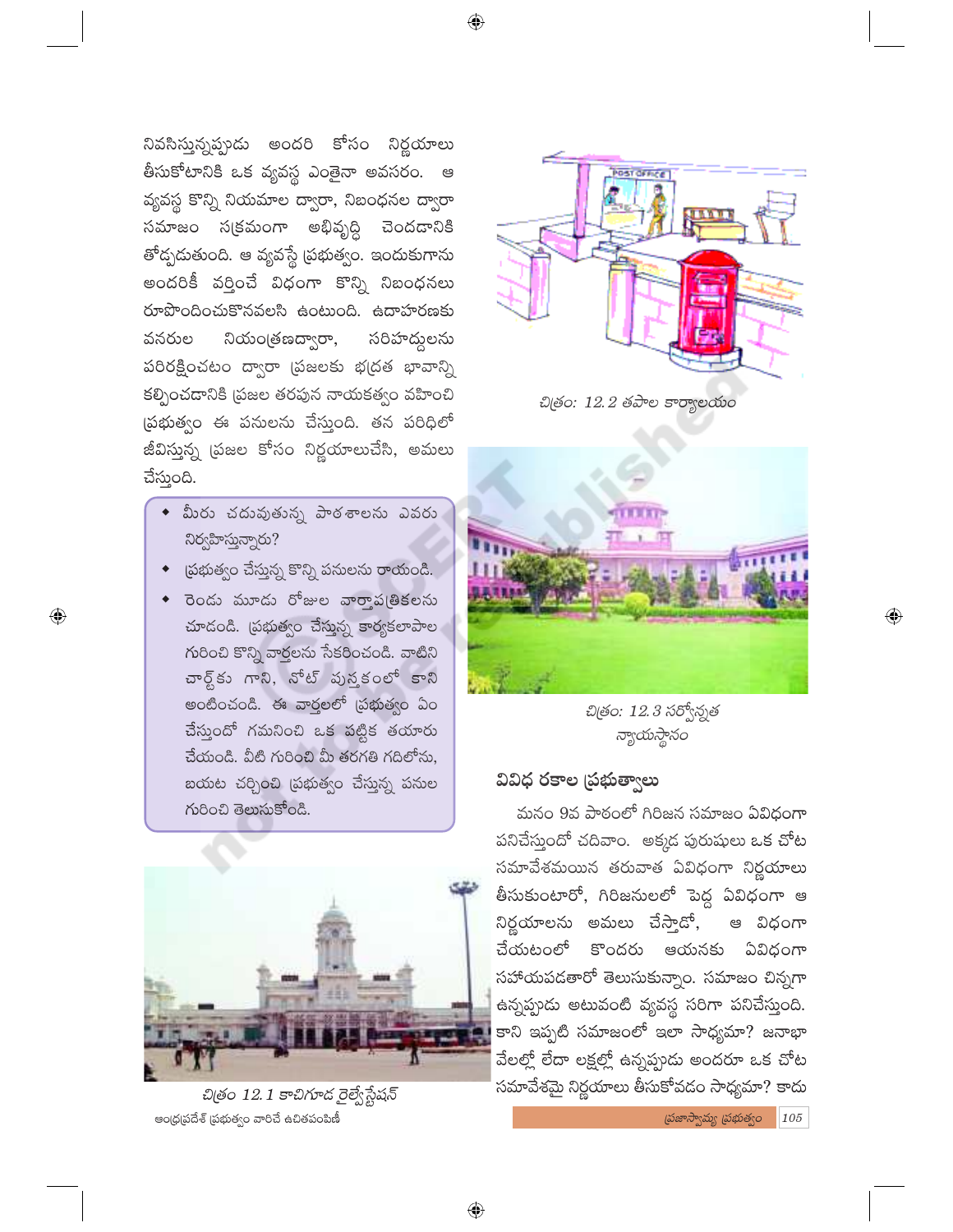నివసిస్తున్నప్పుడు అందరి కోసం నిర్ణయాలు తీసుకోటానికి ఒక వ్యవస్థ ఎంతైనా అవసరం. ఆ వ్యవస్థ కొన్ని నియమాల ద్వారా, నిబంధనల ద్వారా సమాజం సక్రమంగా అభివృద్ధి చెందడానికి తోడ్పడుతుంది. ఆ వ్యవస్థే ప్రభుత్వం. ఇందుకుగాను అందరికీ వర్తించే విధంగా కొన్ని నిబంధనలు రూపొందించుకొనవలసి ఉంటుంది. ఉదాహరణకు వనరుల నియంత్రణద్వారా, సరిహద్దులను పరిరక్షించటం ద్వారా ప్రజలకు భద్రత భావాన్ని కల్పించడానికి ప్రజల తరపున నాయకత్వం వహించి ప్రభుత్వం ఈ పనులను చేస్తుంది. తన పరిధిలో జీవిస్తున్న ప్రజల కోసం నిర్ణయాలుచేసి, అమలు చేస్తుంది.

- మీరు చదువుతున్న పాఠశాలను ఎవరు నిర్వహిస్తున్నారు?
- ప్రభుత్వం చేస్తున్న కొన్ని పనులను రాయండి.
- రెండు మూడు రోజుల వార్తాపత్రికలను చూడండి. ప్రభుత్వం చేస్తున్న కార్యకలాపాల గురించి కొన్ని వార్తలను సేకరించండి. వాటిని చార్ట్‌కు గాని, నోట్ పుస్తకంలో కాని అంటించండి. ఈ వార్తలలో ప్రభుత్వం ఏం చేస్తుందో గమనించి ఒక పట్టిక తయారు చేయండి. వీటి గురించి మీ తరగతి గదిలోను, బయట చర్చించి ప్రభుత్వం చేస్తున్న పనుల గురించి తెలుసుకోండి.

చిత్రం 12.1 కాచిగూడ రైల్వేస్టేషన్

ఆంధ్రప్రదేశ్ ప్రభుత్వం వారిచే ఉచితపంపిణీ

చిత్రం: 12.2 తపాల కార్యాలయం

చిత్రం: 12.3 సర్వోన్నత న్యాయస్థానం

## వివిధ రకాల ప్రభుత్వాలు

మనం 9వ పాఠంలో గిరిజన సమాజం ఏవిధంగా పనిచేస్తుందో చదివాం. అక్కడ పురుషులు ఒక చోట సమావేశమయిన తరువాత ఏవిధంగా నిర్ణయాలు తీసుకుంటారో, గిరిజనులలో పెద్ద ఏవిధంగా ఆ నిర్ణయాలను అమలు చేస్తాడో, ఆ విధంగా చేయటంలో కొందరు ఆయనకు ఏవిధంగా సహాయపడతారో తెలుసుకున్నాం. సమాజం చిన్నగా ఉన్నప్పుడు అటువంటి వ్యవస్థ సరిగా పనిచేస్తుంది. కాని ఇప్పటి సమాజంలో ఇలా సాధ్యమా? జనాభా వేలల్లో లేదా లక్షల్లో ఉన్నప్పుడు అందరూ ఒక చోట సమావేశమై నిర్ణయాలు తీసుకోవడం సాధ్యమా? కాదు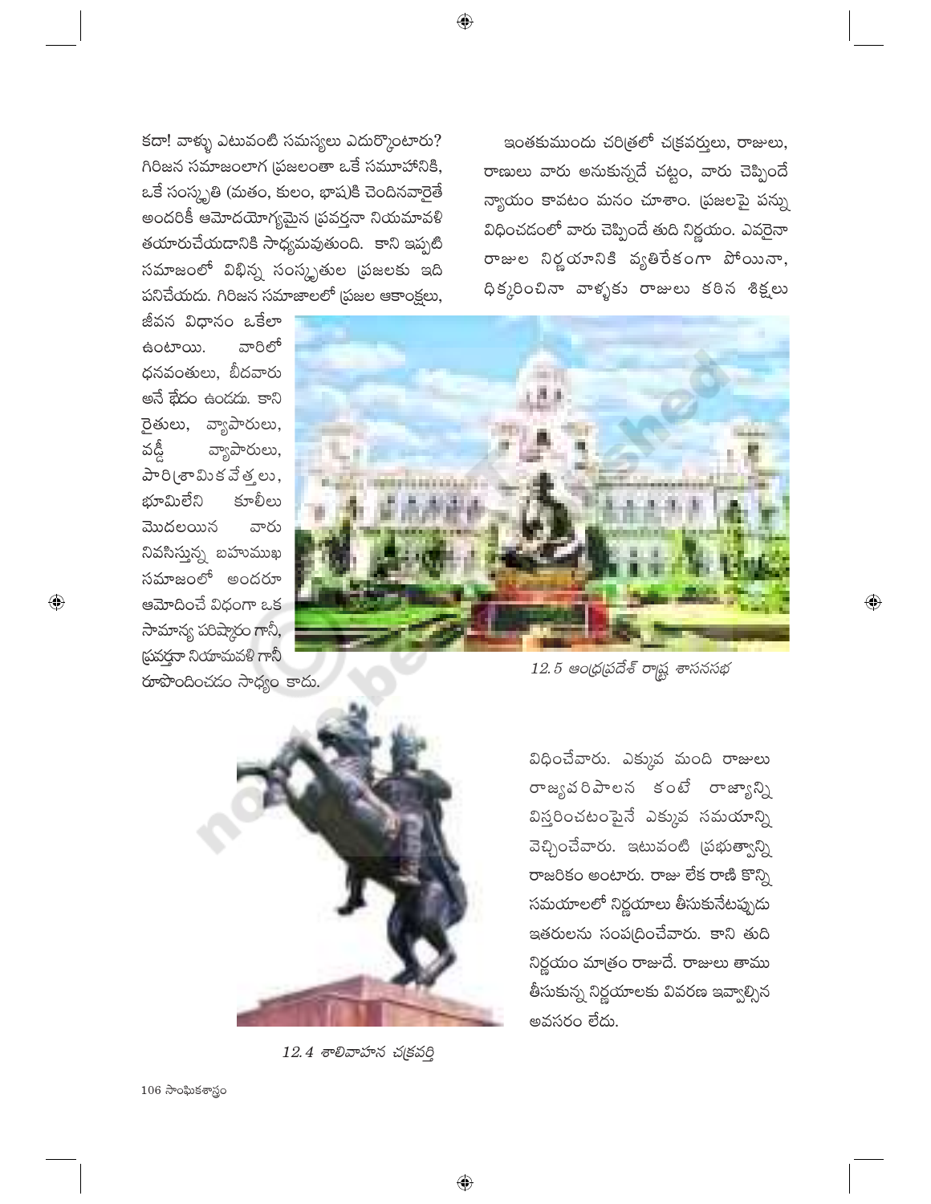కదా! వాళ్ళు ఎటువంటి సమస్యలు ఎదుర్కొంటారు? గిరిజన సమాజంలాగ ప్రజలంతా ఒకే సమూహానికి, ఒకే సంస్కృతి (మతం, కులం, భాష)కి చెందినవారైతే అందరికీ ఆమోదయోగ్యమైన ప్రవర్తనా నియమావళి తయారుచేయడానికి సాధ్యమవుతుంది. కాని ఇప్పటి సమాజంలో విభిన్న సంస్కృతుల ప్రజలకు ఇది పనిచేయదు. గిరిజన సమాజాలలో ప్రజల ఆకాంక్షలు, జీవన విధానం ఒకేలా ఉంటాయి. వారిలో ధనవంతులు, బీదవారు అనే భేదం ఉండదు. కాని రైతులు, వ్యాపారులు, వడ్డీ వ్యాపారులు, పారిశ్రామికవేత్తలు, భూమిలేని కూలీలు మొదలయిన వారు నివసిస్తున్న బహుముఖ సమాజంలో అందరూ ఆమోదించే విధంగా ఒక సామాన్య పరిష్కారం గానీ, ప్రవర్తనా నియామవళి గానీ రూపొందించడం సాధ్యం కాదు.

ఇంతకుముందు చరిత్రలో చక్రవర్తులు, రాజులు, రాణులు వారు అనుకున్నదే చట్టం, వారు చెప్పిందే న్యాయం కావటం మనం చూశాం. ప్రజలపై పన్ను విధించడంలో వారు చెప్పిందే తుది నిర్ణయం. ఎవరైనా రాజుల నిర్ణయానికి వ్యతిరేకంగా పోయినా, ధిక్కరించినా వాళ్ళకు రాజులు కఠిన శిక్షలు విధించేవారు. ఎక్కువ మంది రాజులు రాజ్యపరిపాలన కంటే రాజ్యాన్ని విస్తరించటంపైనే ఎక్కువ సమయాన్ని వెచ్చించేవారు. ఇటువంటి ప్రభుత్వాన్ని రాజరికం అంటారు. రాజు లేక రాణి కొన్ని సమయాలలో నిర్ణయాలు తీసుకునేటప్పుడు ఇతరులను సంప్రదించేవారు. కాని తుది నిర్ణయం మాత్రం రాజుదే. రాజులు తాము తీసుకున్న నిర్ణయాలకు వివరణ ఇవ్వాల్సిన అవసరం లేదు.

*12.5 ఆంధ్రప్రదేశ్ రాష్ట్ర శాసనసభ*

*12.4 శాలివాహన చక్రవర్తి*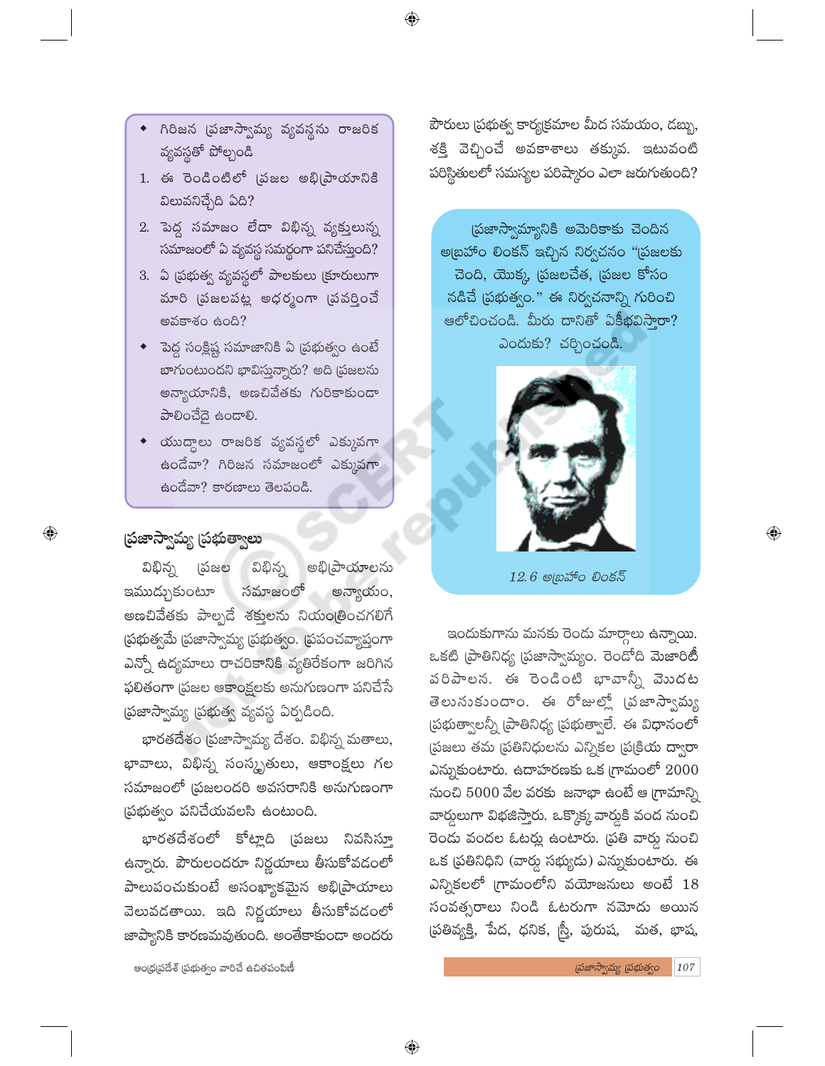- గిరిజన ప్రజాస్వామ్య వ్యవస్థను రాజరిక వ్యవస్థతో పోల్చండి
1. ఈ రెండింటిలో ప్రజల అభిప్రాయానికి విలువనిచ్చేది ఏది?
2. పెద్ద సమాజం లేదా విభిన్న వ్యక్తులున్న సమాజంలో ఏ వ్యవస్థ సమర్థంగా పనిచేస్తుంది?
3. ఏ ప్రభుత్వ వ్యవస్థలో పాలకులు క్రూరులుగా మారి ప్రజలపట్ల అధర్మంగా ప్రవర్తించే అవకాశం ఉంది?
- పెద్ద సంక్లిష్ట సమాజానికి ఏ ప్రభుత్వం ఉంటే బాగుంటుందని భావిస్తున్నారు? అది ప్రజలను అన్యాయానికి, అణచివేతకు గురికాకుండా పాలించేదై ఉండాలి.
- యుద్ధాలు రాజరిక వ్యవస్థలో ఎక్కువగా ఉండేవా? గిరిజన సమాజంలో ఎక్కువగా ఉండేవా? కారణాలు తెలపండి.

## ప్రజాస్వామ్య ప్రభుత్వాలు

విభిన్న ప్రజల విభిన్న అభిప్రాయాలను ఇముడ్చుకుంటూ సమాజంలో అన్యాయం, అణచివేతకు పాల్పడే శక్తులను నియంత్రించగలిగే ప్రభుత్వమే ప్రజాస్వామ్య ప్రభుత్వం. ప్రపంచవ్యాప్తంగా ఎన్నో ఉద్యమాలు రాచరికానికి వ్యతిరేకంగా జరిగిన ఫలితంగా ప్రజల ఆకాంక్షలకు అనుగుణంగా పనిచేసే ప్రజాస్వామ్య ప్రభుత్వ వ్యవస్థ ఏర్పడింది.

భారతదేశం ప్రజాస్వామ్య దేశం. విభిన్న మతాలు, భావాలు, విభిన్న సంస్కృతులు, ఆకాంక్షలు గల సమాజంలో ప్రజలందరి అవసరానికి అనుగుణంగా ప్రభుత్వం పనిచేయవలసి ఉంటుంది.

భారతదేశంలో కోట్లాది ప్రజలు నివసిస్తూ ఉన్నారు. పౌరులందరూ నిర్ణయాలు తీసుకోవడంలో పాలుపంచుకుంటే అసంఖ్యాకమైన అభిప్రాయాలు వెలువడతాయి. ఇది నిర్ణయాలు తీసుకోవడంలో జాప్యానికి కారణమవుతుంది. అంతేకాకుండా అందరు పౌరులు ప్రభుత్వ కార్యక్రమాల మీద సమయం, డబ్బు, శక్తి వెచ్చించే అవకాశాలు తక్కువ. ఇటువంటి పరిస్థితులలో సమస్యల పరిష్కారం ఎలా జరుగుతుంది?

ప్రజాస్వామ్యానికి అమెరికాకు చెందిన అబ్రహాం లింకన్ ఇచ్చిన నిర్వచనం "ప్రజలకు చెంది, యొక్క, ప్రజలచేత, ప్రజల కోసం నడిచే ప్రభుత్వం." ఈ నిర్వచనాన్ని గురించి ఆలోచించండి. మీరు దానితో ఏకీభవిస్తారా? ఎందుకు? చర్చించండి.

12.6 అబ్రహాం లింకన్

ఇందుకుగాను మనకు రెండు మార్గాలు ఉన్నాయి. ఒకటి ప్రాతినిధ్య ప్రజాస్వామ్యం. రెండోది మెజారిటీ పరిపాలన. ఈ రెండింటి భావాన్నీ మొదట తెలుసుకుందాం. ఈ రోజుల్లో ప్రజాస్వామ్య ప్రభుత్వాలన్నీ ప్రాతినిధ్య ప్రభుత్వాలే. ఈ విధానంలో ప్రజలు తమ ప్రతినిధులను ఎన్నికల ప్రక్రియ ద్వారా ఎన్నుకుంటారు. ఉదాహరణకు ఒక గ్రామంలో 2000 నుంచి 5000 వేల వరకు జనాభా ఉంటే ఆ గ్రామాన్ని వార్డులుగా విభజిస్తారు. ఒక్కొక్క వార్డుకి వంద నుంచి రెండు వందల ఓటర్లు ఉంటారు. ప్రతి వార్డు నుంచి ఒక ప్రతినిధిని (వార్డు సభ్యుడు) ఎన్నుకుంటారు. ఈ ఎన్నికలలో గ్రామంలోని వయోజనులు అంటే 18 సంవత్సరాలు నిండి ఓటరుగా నమోదు అయిన ప్రతివ్యక్తి, పేద, ధనిక, స్త్రీ, పురుష, మత, భాష,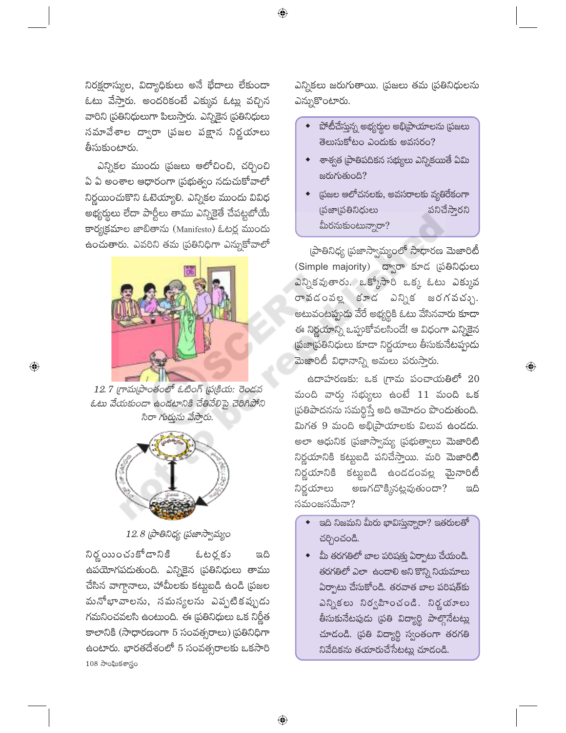నిరక్షరాస్యుల, విద్యాధికులు అనే భేదాలు లేకుండా ఓటు వేస్తారు. అందరికంటే ఎక్కువ ఓట్లు వచ్చిన వారిని ప్రతినిధులుగా పిలుస్తారు. ఎన్నికైన ప్రతినిధులు సమావేశాల ద్వారా ప్రజల పక్షాన నిర్ణయాలు తీసుకుంటారు.

ఎన్నికల ముందు ప్రజలు ఆలోచించి, చర్చించి ఏ ఏ అంశాల ఆధారంగా ప్రభుత్వం నడుచుకోవాలో నిర్ణయించుకొని ఓటెయ్యాలి. ఎన్నికల ముందు వివిధ అభ్యర్థులు లేదా పార్టీలు తాము ఎన్నికైతే చేపట్టబోయే కార్యక్రమాల జాబితాను (Manifesto) ఓటర్ల ముందు ఉంచుతారు. ఎవరిని తమ ప్రతినిధిగా ఎన్నుకోవాలో

12.7 గ్రామప్రాంతంలో ఓటింగ్ ప్రక్రియ: రెండవ ఓటు వేయకుండా ఉండటానికి వేలివేలిపై చెరిగిపోని సిరా గుర్తును వేస్తారు.

12.8 ప్రాతినిధ్య ప్రజాస్వామ్యం

నిర్ణయించుకోడానికి ఓటర్లకు ఇది ఉపయోగపడుతుంది. ఎన్నికైన ప్రతినిధులు తాము చేసిన వాగ్దానాలు, హామీలకు కట్టుబడి ఉండి ప్రజల మనోభావాలను, సమస్యలను ఎప్పటికప్పుడు గమనించవలసి ఉంటుంది. ఈ ప్రతినిధులు ఒక నిర్ణీత కాలానికి (సాధారణంగా 5 సంవత్సరాలు) ప్రతినిధిగా ఉంటారు. భారతదేశంలో 5 సంవత్సరాలకు ఒకసారి ఎన్నికలు జరుగుతాయి. ప్రజలు తమ ప్రతినిధులను ఎన్నుకొంటారు.

- పోటీచేస్తున్న అభ్యర్థుల అభిప్రాయాలను ప్రజలు తెలుసుకోటం ఎందుకు అవసరం?
- శాశ్వత ప్రాతిపదికన సభ్యులు ఎన్నికయితే ఏమి జరుగుతుంది?
- ప్రజల ఆలోచనలకు, అవసరాలకు వ్యతిరేకంగా ప్రజాప్రతినిధులు పనిచేస్తారని మీరనుకుంటున్నారా?

ప్రాతినిధ్య ప్రజాస్వామ్యంలో సాధారణ మెజారిటీ (Simple majority) ద్వారా కూడ ప్రతినిధులు ఎన్నికవుతారు. ఒక్కోసారి ఒక్క ఓటు ఎక్కువ రావడంవల్ల కూడ ఎన్నిక జరగవచ్చు. అటువంటప్పుడు వేరే అభ్యర్థికి ఓటు వేసినవారు కూడా ఈ నిర్ణయాన్ని ఒప్పుకోవలసిందే! ఆ విధంగా ఎన్నికైన ప్రజాప్రతినిధులు కూడా నిర్ణయాలు తీసుకునేటప్పుడు మెజారిటీ విధానాన్ని అమలు పరుస్తారు.

ఉదాహరణకు: ఒక గ్రామ పంచాయతీలో 20 మంది వార్డు సభ్యులు ఉంటే 11 మంది ఒక ప్రతిపాదనను సమర్థిస్తే అది ఆమోదం పొందుతుంది. మిగత 9 మంది అభిప్రాయాలకు విలువ ఉండదు. అలా ఆధునిక ప్రజాస్వామ్య ప్రభుత్వాలు మెజారిటి నిర్ణయానికి కట్టుబడి పనిచేస్తాయి. మరి మెజారిటీ నిర్ణయానికి కట్టుబడి ఉండడంవల్ల మైనారిటీ నిర్ణయాలు అణగదొక్కినట్లవుతుందా? ఇది సమంజసమేనా?

- ఇది నిజమని మీరు భావిస్తున్నారా? ఇతరులతో చర్చించండి.
- మీ తరగతిలో బాల పరిషత్తు ఏర్పాటు చేయండి. తరగతిలో ఎలా ఉండాలి అని కొన్ని నియమాలు ఏర్పాటు చేసుకోండి. తరవాత బాల పరిషత్‌కు ఎన్నికలు నిర్వహించండి. నిర్ణయాలు తీసుకునేటప్పుడు ప్రతి విద్యార్థి పాల్గొనేటట్లు చూడండి. ప్రతి విద్యార్థి స్వంతంగా తరగతి నివేదికను తయారుచేసేటట్లు చూడండి.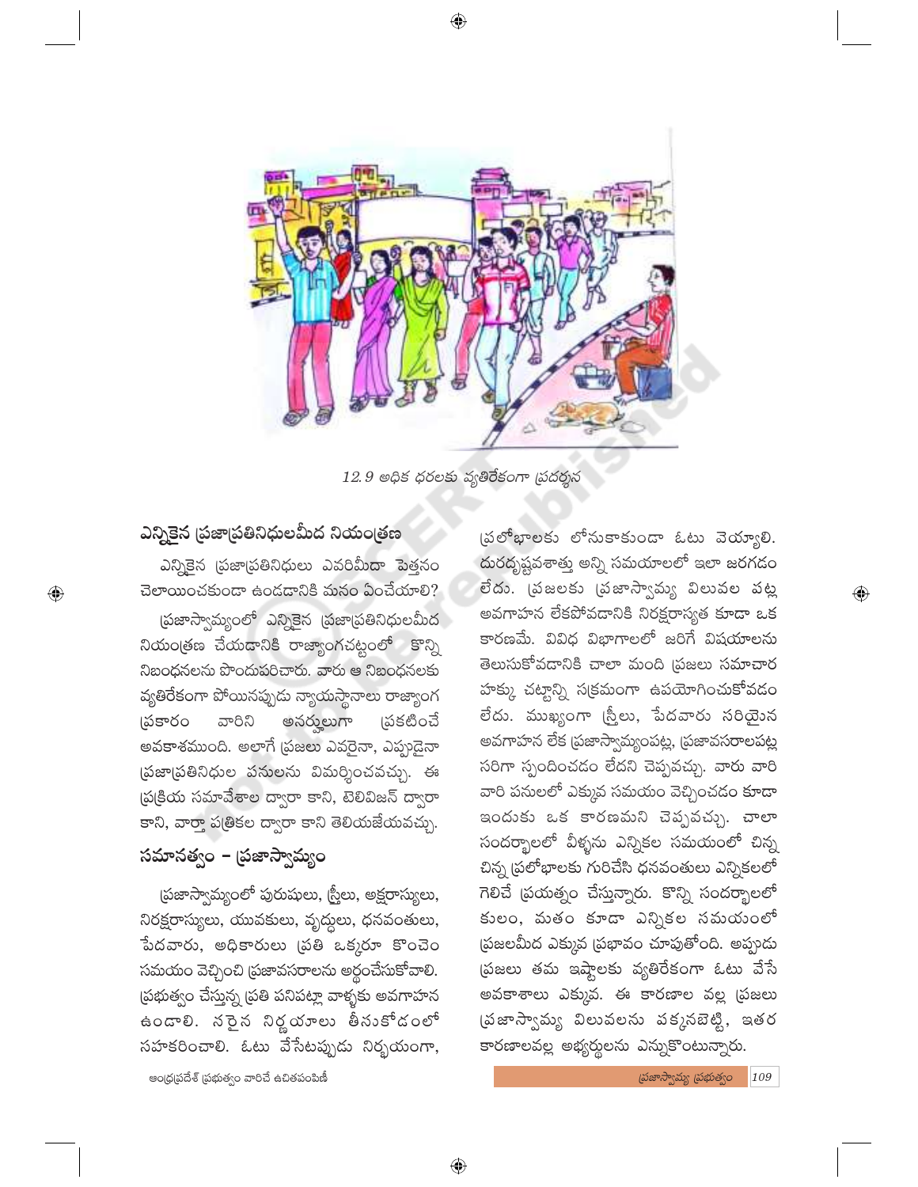12.9 అధిక ధరలకు వ్యతిరేకంగా ప్రదర్శన

## ఎన్నికైన ప్రజాప్రతినిధులమీద నియంత్రణ

ఎన్నికైన ప్రజాప్రతినిధులు ఎవరిమీదా పెత్తనం చెలాయించకుండా ఉండడానికి మనం ఏంచేయాలి?

ప్రజాస్వామ్యంలో ఎన్నికైన ప్రజాప్రతినిధులమీద నియంత్రణ చేయడానికి రాజ్యాంగచట్టంలో కొన్ని నిబంధనలను పొందుపరిచారు. వారు ఆ నిబంధనలకు వ్యతిరేకంగా పోయినప్పుడు న్యాయస్థానాలు రాజ్యాంగ ప్రకారం వారిని అనర్హులుగా ప్రకటించే అవకాశముంది. అలాగే ప్రజలు ఎవరైనా, ఎప్పుడైనా ప్రజాప్రతినిధుల పనులను విమర్శించవచ్చు. ఈ ప్రక్రియ సమావేశాల ద్వారా కాని, టెలివిజన్ ద్వారా కాని, వార్తా పత్రికల ద్వారా కాని తెలియజేయవచ్చు.

## సమానత్వం – ప్రజాస్వామ్యం

ప్రజాస్వామ్యంలో పురుషులు, స్త్రీలు, అక్షరాస్యులు, నిరక్షరాస్యులు, యువకులు, వృద్ధులు, ధనవంతులు, పేదవారు, అధికారులు ప్రతి ఒక్కరూ కొంచెం సమయం వెచ్చించి ప్రజావసరాలను అర్థంచేసుకోవాలి. ప్రభుత్వం చేస్తున్న ప్రతి పనిపట్లా వాళ్ళకు అవగాహన ఉండాలి. సరైన నిర్ణయాలు తీసుకోడంలో సహకరించాలి. ఓటు వేసేటప్పుడు నిర్భయంగా, ప్రలోభాలకు లోనుకాకుండా ఓటు వెయ్యాలి. దురదృష్టవశాత్తు అన్ని సమయాలలో ఇలా జరగడం లేదు. ప్రజలకు ప్రజాస్వామ్య విలువల పట్ల అవగాహన లేకపోవడానికి నిరక్షరాస్యత కూడా ఒక కారణమే. వివిధ విభాగాలలో జరిగే విషయాలను తెలుసుకోవడానికి చాలా మంది ప్రజలు సమాచార హక్కు చట్టాన్ని సక్రమంగా ఉపయోగించుకోవడం లేదు. ముఖ్యంగా స్త్రీలు, పేదవారు సరియైన అవగాహన లేక ప్రజాస్వామ్యంపట్ల, ప్రజావసరాలపట్ల సరిగా స్పందించడం లేదని చెప్పవచ్చు. వారు వారి వారి పనులలో ఎక్కువ సమయం వెచ్చించడం కూడా ఇందుకు ఒక కారణమని చెప్పవచ్చు. చాలా సందర్భాలలో వీళ్ళను ఎన్నికల సమయంలో చిన్న చిన్న ప్రలోభాలకు గురిచేసి ధనవంతులు ఎన్నికలలో గెలిచే ప్రయత్నం చేస్తున్నారు. కొన్ని సందర్భాలలో కులం, మతం కూడా ఎన్నికల సమయంలో ప్రజలమీద ఎక్కువ ప్రభావం చూపుతోంది. అప్పుడు ప్రజలు తమ ఇష్టాలకు వ్యతిరేకంగా ఓటు వేసే అవకాశాలు ఎక్కువ. ఈ కారణాల వల్ల ప్రజలు ప్రజాస్వామ్య విలువలను పక్కనబెట్టి, ఇతర కారణాలవల్ల అభ్యర్థులను ఎన్నుకొంటున్నారు.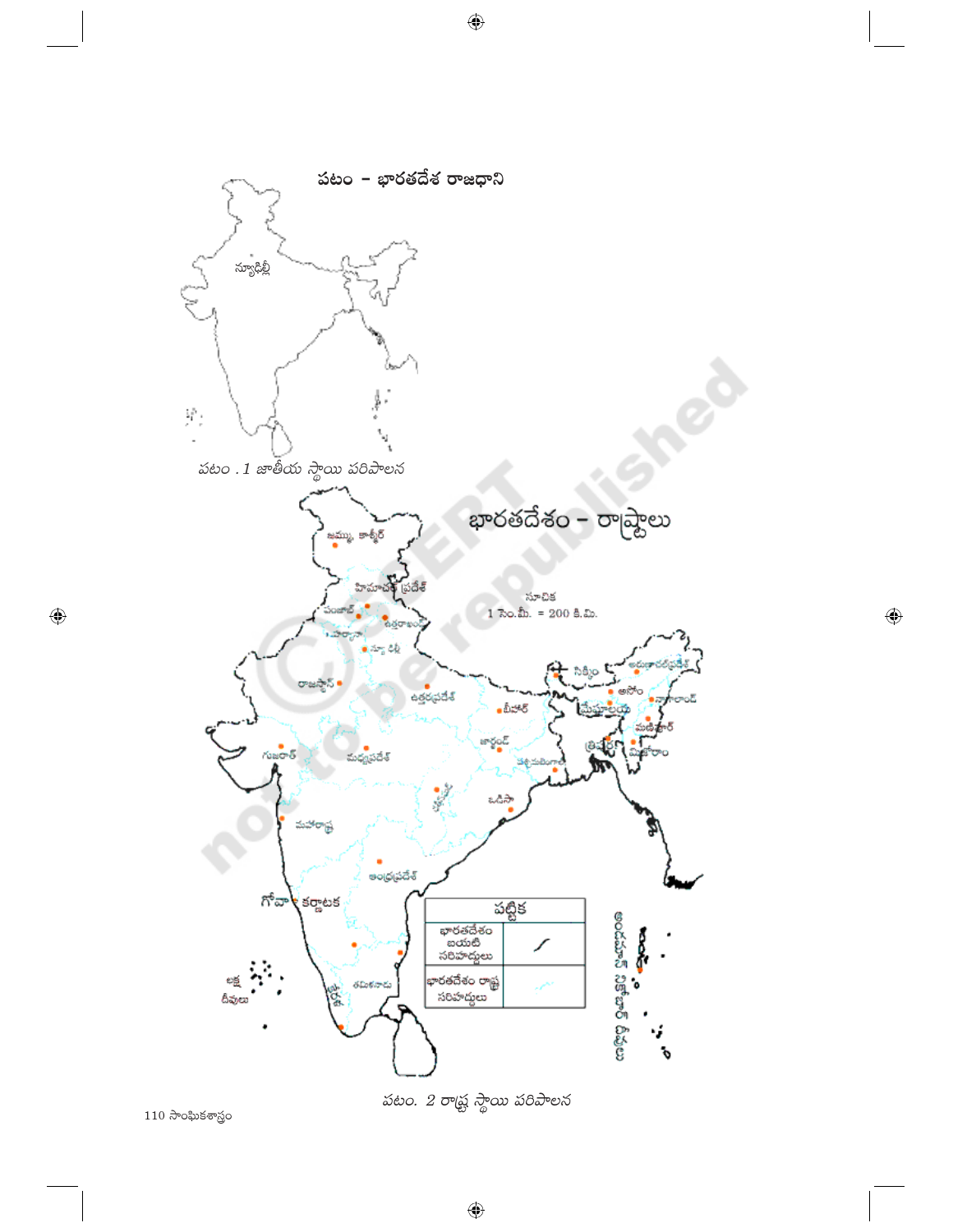## పటం – భారతదేశ రాజధాని

న్యూఢిల్లీ

*పటం . 1 జాతీయ స్థాయి పరిపాలన*

## భారతదేశం – రాష్ట్రాలు

సూచిక
1 సెం.మీ. = 200 కి.మీ.

జమ్ము, కాశ్మీర్, హిమాచల్ ప్రదేశ్, పంజాబ్, ఉత్తరాఖండ్, హర్యానా, న్యూ ఢిల్లీ, రాజస్థాన్, ఉత్తరప్రదేశ్, బీహార్, సిక్కిం, అరుణాచలప్రదేశ్, అస్సాం, మేఘాలయ, నాగాలాండ్, మణిపూర్, త్రిపుర, మిజోరాం, గుజరాత్, మధ్యప్రదేశ్, జార్ఖండ్, పశ్చిమబెంగాల్, ఛత్తీస్‌గఢ్, ఒడిసా, మహారాష్ట్ర, ఆంధ్రప్రదేశ్, గోవా, కర్ణాటక, తమిళనాడు, కేరళ, లక్ష దీవులు, అండమాన్ నికోబార్ దీవులు

| పట్టిక | |
|---|---|
| భారతదేశం బయటి సరిహద్దులు | |
| భారతదేశం రాష్ట్ర సరిహద్దులు | |

*పటం. 2 రాష్ట్ర స్థాయి పరిపాలన*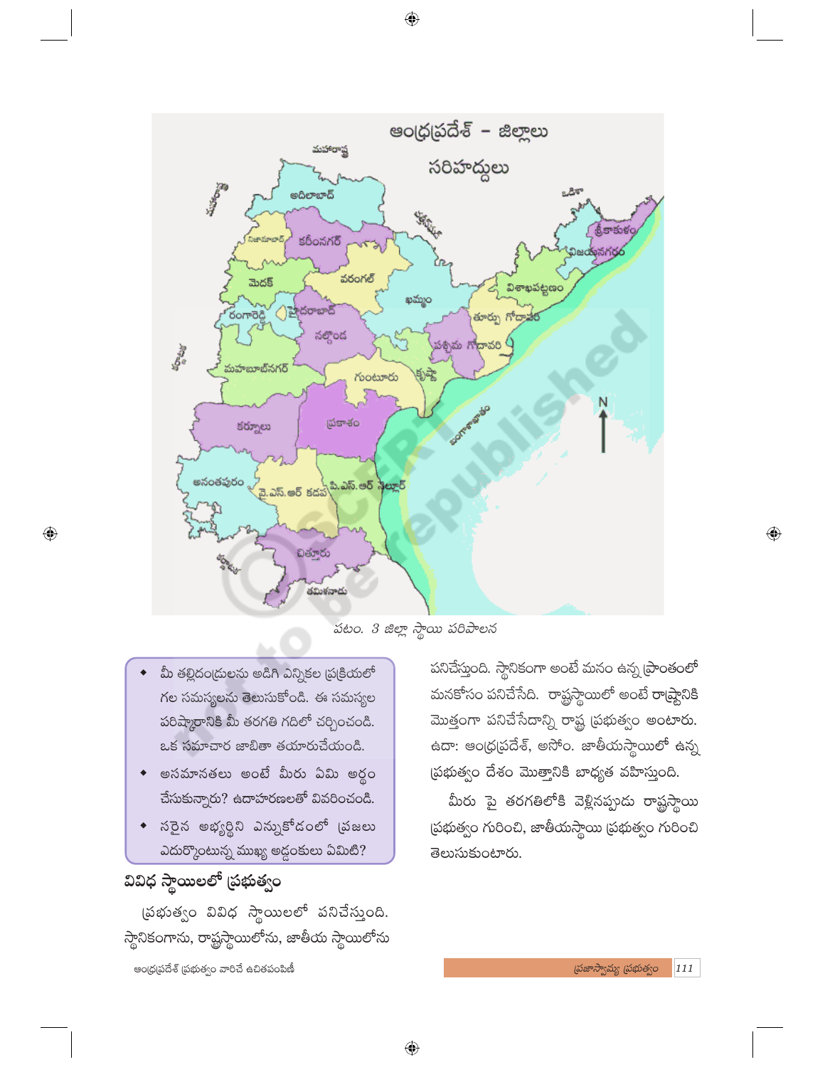పటం. 3 జిల్లా స్థాయి పరిపాలన

- మీ తల్లిదండ్రులను అడిగి ఎన్నికల ప్రక్రియలో గల సమస్యలను తెలుసుకోండి. ఈ సమస్యల పరిష్కారానికి మీ తరగతి గదిలో చర్చించండి. ఒక సమాచార జాబితా తయారుచేయండి.
- అసమానతలు అంటే మీరు ఏమి అర్థం చేసుకున్నారు? ఉదాహరణలతో వివరించండి.
- సరైన అభ్యర్థిని ఎన్నుకోడంలో ప్రజలు ఎదుర్కొంటున్న ముఖ్య అడ్డంకులు ఏమిటి?

## వివిధ స్థాయిలలో ప్రభుత్వం

ప్రభుత్వం వివిధ స్థాయిలలో పనిచేస్తుంది. స్థానికంగాను, రాష్ట్రస్థాయిలోను, జాతీయ స్థాయిలోను పనిచేస్తుంది. స్థానికంగా అంటే మనం ఉన్న ప్రాంతంలో మనకోసం పనిచేసేది. రాష్ట్రస్థాయిలో అంటే రాష్ట్రానికి మొత్తంగా పనిచేసేదాన్ని రాష్ట్ర ప్రభుత్వం అంటారు. ఉదా: ఆంధ్రప్రదేశ్, అసోం. జాతీయస్థాయిలో ఉన్న ప్రభుత్వం దేశం మొత్తానికి బాధ్యత వహిస్తుంది.

మీరు పై తరగతిలోకి వెళ్లినప్పుడు రాష్ట్రస్థాయి ప్రభుత్వం గురించి, జాతీయస్థాయి ప్రభుత్వం గురించి తెలుసుకుంటారు.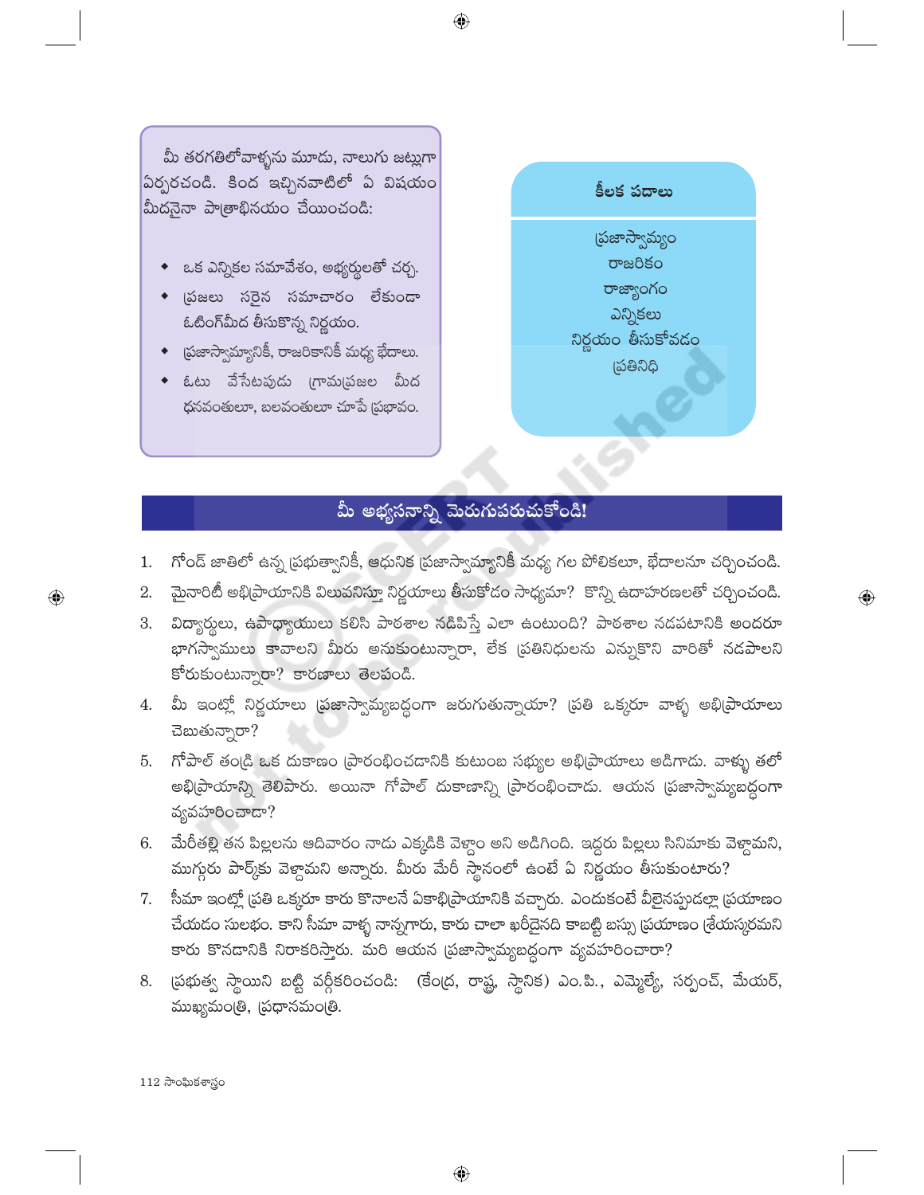మీ తరగతిలోవాళ్ళను మూడు, నాలుగు జట్లుగా ఏర్పరచండి. కింద ఇచ్చినవాటిలో ఏ విషయం మీదనైనా పాత్రాభినయం చేయించండి:

- ఒక ఎన్నికల సమావేశం, అభ్యర్థులతో చర్చ.
- ప్రజలు సరైన సమాచారం లేకుండా ఓటింగ్‌మీద తీసుకొన్న నిర్ణయం.
- ప్రజాస్వామ్యానికీ, రాజరికానికీ మధ్య భేదాలు.
- ఓటు వేసేటపుడు గ్రామప్రజల మీద ధనవంతులూ, బలవంతులూ చూపే ప్రభావం.

**కీలక పదాలు**

ప్రజాస్వామ్యం
రాజరికం
రాజ్యాంగం
ఎన్నికలు
నిర్ణయం తీసుకోవడం
ప్రతినిధి

## మీ అభ్యసనాన్ని మెరుగుపరచుకోండి!

1. గోండ్ జాతిలో ఉన్న ప్రభుత్వానికీ, ఆధునిక ప్రజాస్వామ్యానికీ మధ్య గల పోలికలూ, భేదాలనూ చర్చించండి.
2. మైనారిటీ అభిప్రాయానికి విలువనిస్తూ నిర్ణయాలు తీసుకోడం సాధ్యమా? కొన్ని ఉదాహరణలతో చర్చించండి.
3. విద్యార్థులు, ఉపాధ్యాయులు కలిసి పాఠశాల నడిపిస్తే ఎలా ఉంటుంది? పాఠశాల నడపటానికి అందరూ భాగస్వాములు కావాలని మీరు అనుకుంటున్నారా, లేక ప్రతినిధులను ఎన్నుకొని వారితో నడపాలని కోరుకుంటున్నారా? కారణాలు తెలపండి.
4. మీ ఇంట్లో నిర్ణయాలు ప్రజాస్వామ్యబద్ధంగా జరుగుతున్నాయా? ప్రతి ఒక్కరూ వాళ్ళ అభిప్రాయాలు చెబుతున్నారా?
5. గోపాల్ తండ్రి ఒక దుకాణం ప్రారంభించడానికి కుటుంబ సభ్యుల అభిప్రాయాలు అడిగాడు. వాళ్ళు తలో అభిప్రాయాన్ని తెలిపారు. అయినా గోపాల్ దుకాణాన్ని ప్రారంభించాడు. ఆయన ప్రజాస్వామ్యబద్ధంగా వ్యవహరించాడా?
6. మేరీతల్లి తన పిల్లలను ఆదివారం నాడు ఎక్కడికి వెళ్దాం అని అడిగింది. ఇద్దరు పిల్లలు సినిమాకు వెళ్దామని, ముగ్గురు పార్కుకు వెళ్దామని అన్నారు. మీరు మేరీ స్థానంలో ఉంటే ఏ నిర్ణయం తీసుకుంటారు?
7. సీమా ఇంట్లో ప్రతి ఒక్కరూ కారు కొనాలనే ఏకాభిప్రాయానికి వచ్చారు. ఎందుకంటే వీలైనప్పుడల్లా ప్రయాణం చేయడం సులభం. కాని సీమా వాళ్ళ నాన్నగారు, కారు చాలా ఖరీదైనది కాబట్టి బస్సు ప్రయాణం శ్రేయస్కరమని కారు కొనడానికి నిరాకరిస్తారు. మరి ఆయన ప్రజాస్వామ్యబద్ధంగా వ్యవహరించారా?
8. ప్రభుత్వ స్థాయిని బట్టి వర్గీకరించండి: (కేంద్ర, రాష్ట్ర, స్థానిక) ఎం.పి., ఎమ్మెల్యే, సర్పంచ్, మేయర్, ముఖ్యమంత్రి, ప్రధానమంత్రి.